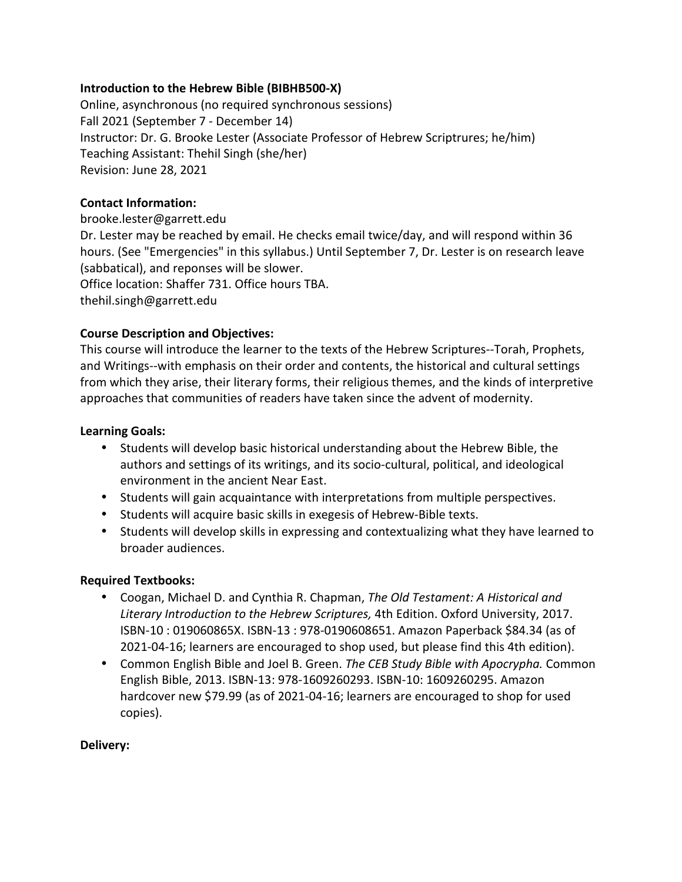**Introduction to the Hebrew Bible (BIBHB500-X)**
Online, asynchronous (no required synchronous sessions)
Fall 2021 (September 7 - December 14)
Instructor: Dr. G. Brooke Lester (Associate Professor of Hebrew Scriptrures; he/him)
Teaching Assistant: Thehil Singh (she/her)
Revision: June 28, 2021

**Contact Information:**
brooke.lester@garrett.edu
Dr. Lester may be reached by email. He checks email twice/day, and will respond within 36 hours. (See "Emergencies" in this syllabus.) Until September 7, Dr. Lester is on research leave (sabbatical), and reponses will be slower.
Office location: Shaffer 731. Office hours TBA.
thehil.singh@garrett.edu

**Course Description and Objectives:**
This course will introduce the learner to the texts of the Hebrew Scriptures--Torah, Prophets, and Writings--with emphasis on their order and contents, the historical and cultural settings from which they arise, their literary forms, their religious themes, and the kinds of interpretive approaches that communities of readers have taken since the advent of modernity.

**Learning Goals:**

- Students will develop basic historical understanding about the Hebrew Bible, the authors and settings of its writings, and its socio-cultural, political, and ideological environment in the ancient Near East.
- Students will gain acquaintance with interpretations from multiple perspectives.
- Students will acquire basic skills in exegesis of Hebrew-Bible texts.
- Students will develop skills in expressing and contextualizing what they have learned to broader audiences.

**Required Textbooks:**

- Coogan, Michael D. and Cynthia R. Chapman, *The Old Testament: A Historical and Literary Introduction to the Hebrew Scriptures,* 4th Edition. Oxford University, 2017. ISBN-10 : 019060865X. ISBN-13 : 978-0190608651. Amazon Paperback $84.34 (as of 2021-04-16; learners are encouraged to shop used, but please find this 4th edition).
- Common English Bible and Joel B. Green. *The CEB Study Bible with Apocrypha.* Common English Bible, 2013. ISBN-13: 978-1609260293. ISBN-10: 1609260295. Amazon hardcover new $79.99 (as of 2021-04-16; learners are encouraged to shop for used copies).

**Delivery:**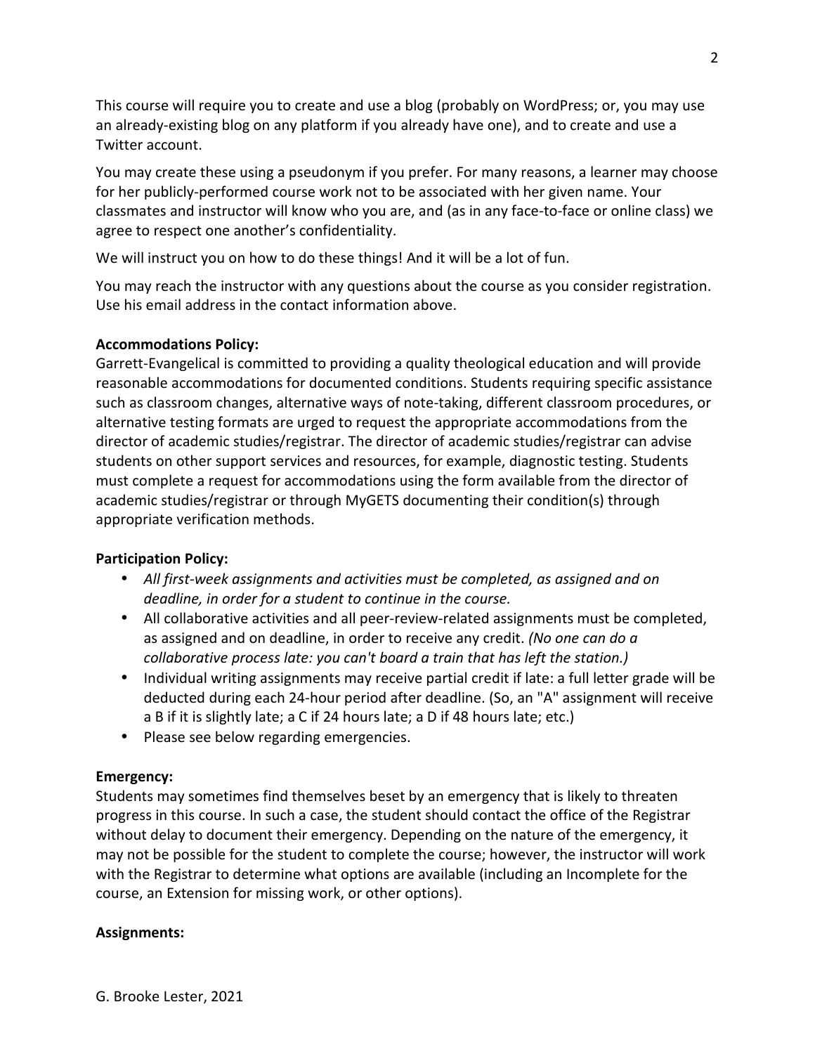This course will require you to create and use a blog (probably on WordPress; or, you may use an already-existing blog on any platform if you already have one), and to create and use a Twitter account.

You may create these using a pseudonym if you prefer. For many reasons, a learner may choose for her publicly-performed course work not to be associated with her given name. Your classmates and instructor will know who you are, and (as in any face-to-face or online class) we agree to respect one another's confidentiality.

We will instruct you on how to do these things! And it will be a lot of fun.

You may reach the instructor with any questions about the course as you consider registration. Use his email address in the contact information above.

**Accommodations Policy:**
Garrett-Evangelical is committed to providing a quality theological education and will provide reasonable accommodations for documented conditions. Students requiring specific assistance such as classroom changes, alternative ways of note-taking, different classroom procedures, or alternative testing formats are urged to request the appropriate accommodations from the director of academic studies/registrar. The director of academic studies/registrar can advise students on other support services and resources, for example, diagnostic testing. Students must complete a request for accommodations using the form available from the director of academic studies/registrar or through MyGETS documenting their condition(s) through appropriate verification methods.

**Participation Policy:**

- *All first-week assignments and activities must be completed, as assigned and on deadline, in order for a student to continue in the course.*
- All collaborative activities and all peer-review-related assignments must be completed, as assigned and on deadline, in order to receive any credit. *(No one can do a collaborative process late: you can't board a train that has left the station.)*
- Individual writing assignments may receive partial credit if late: a full letter grade will be deducted during each 24-hour period after deadline. (So, an "A" assignment will receive a B if it is slightly late; a C if 24 hours late; a D if 48 hours late; etc.)
- Please see below regarding emergencies.

**Emergency:**
Students may sometimes find themselves beset by an emergency that is likely to threaten progress in this course. In such a case, the student should contact the office of the Registrar without delay to document their emergency. Depending on the nature of the emergency, it may not be possible for the student to complete the course; however, the instructor will work with the Registrar to determine what options are available (including an Incomplete for the course, an Extension for missing work, or other options).

**Assignments:**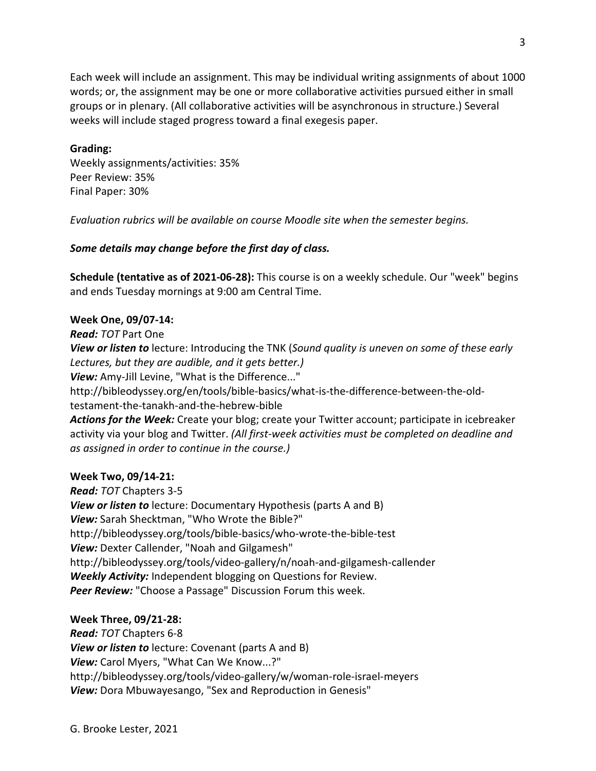Each week will include an assignment. This may be individual writing assignments of about 1000 words; or, the assignment may be one or more collaborative activities pursued either in small groups or in plenary. (All collaborative activities will be asynchronous in structure.) Several weeks will include staged progress toward a final exegesis paper.

**Grading:**
Weekly assignments/activities: 35%
Peer Review: 35%
Final Paper: 30%

*Evaluation rubrics will be available on course Moodle site when the semester begins.*

***Some details may change before the first day of class.***

**Schedule (tentative as of 2021-06-28):** This course is on a weekly schedule. Our "week" begins and ends Tuesday mornings at 9:00 am Central Time.

**Week One, 09/07-14:**
***Read:*** *TOT* Part One
***View or listen to*** lecture: Introducing the TNK (*Sound quality is uneven on some of these early Lectures, but they are audible, and it gets better.)*
***View:*** Amy-Jill Levine, "What is the Difference..."
http://bibleodyssey.org/en/tools/bible-basics/what-is-the-difference-between-the-old-testament-the-tanakh-and-the-hebrew-bible
***Actions for the Week:*** Create your blog; create your Twitter account; participate in icebreaker activity via your blog and Twitter. *(All first-week activities must be completed on deadline and as assigned in order to continue in the course.)*

**Week Two, 09/14-21:**
***Read:*** *TOT* Chapters 3-5
***View or listen to*** lecture: Documentary Hypothesis (parts A and B)
***View:*** Sarah Shecktman, "Who Wrote the Bible?"
http://bibleodyssey.org/tools/bible-basics/who-wrote-the-bible-test
***View:*** Dexter Callender, "Noah and Gilgamesh"
http://bibleodyssey.org/tools/video-gallery/n/noah-and-gilgamesh-callender
***Weekly Activity:*** Independent blogging on Questions for Review.
***Peer Review:*** "Choose a Passage" Discussion Forum this week.

**Week Three, 09/21-28:**
***Read:*** *TOT* Chapters 6-8
***View or listen to*** lecture: Covenant (parts A and B)
***View:*** Carol Myers, "What Can We Know...?"
http://bibleodyssey.org/tools/video-gallery/w/woman-role-israel-meyers
***View:*** Dora Mbuwayesango, "Sex and Reproduction in Genesis"

G. Brooke Lester, 2021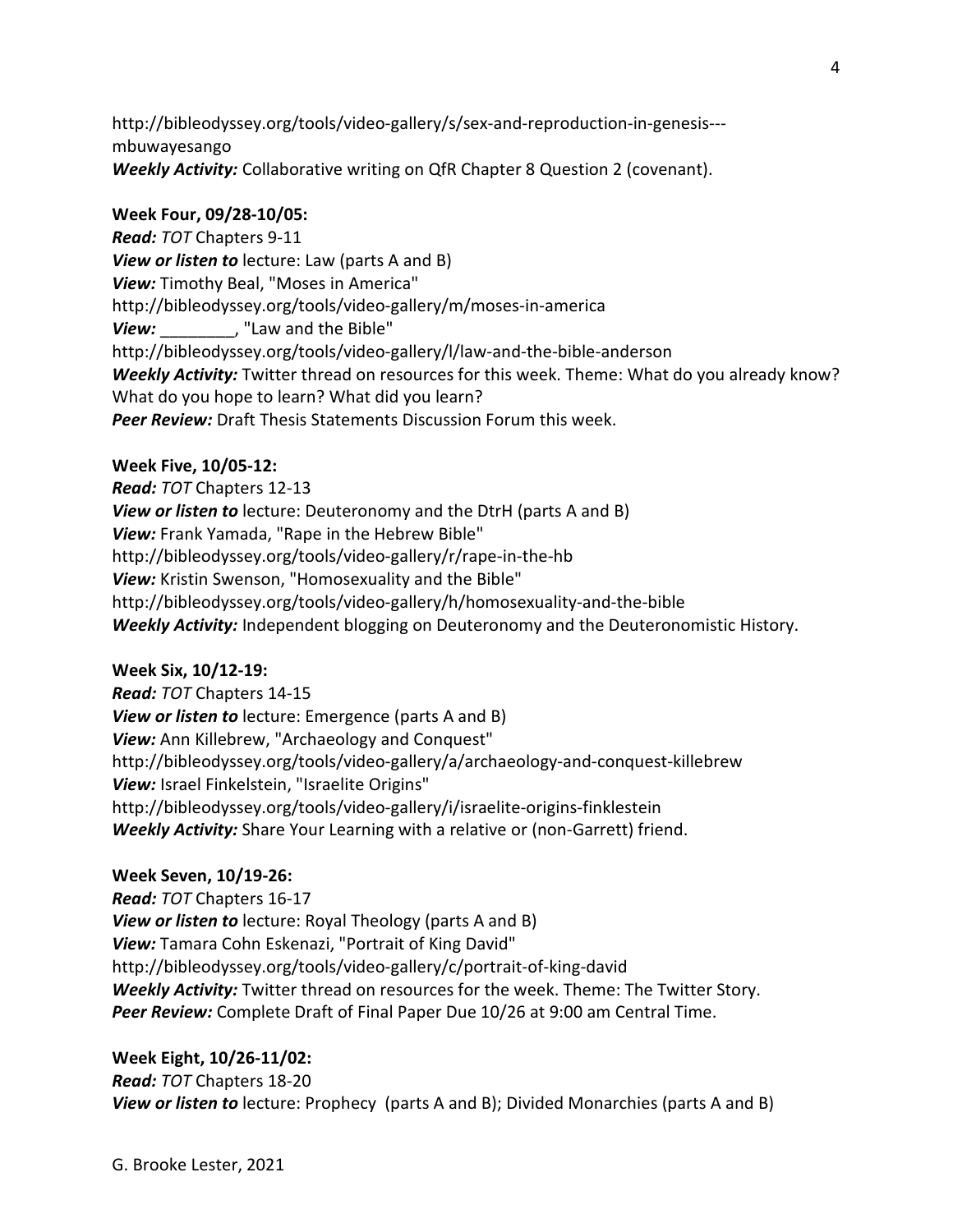http://bibleodyssey.org/tools/video-gallery/s/sex-and-reproduction-in-genesis---mbuwayesango
***Weekly Activity:*** Collaborative writing on QfR Chapter 8 Question 2 (covenant).

**Week Four, 09/28-10/05:**
***Read:*** *TOT* Chapters 9-11
***View or listen to*** lecture: Law (parts A and B)
***View:*** Timothy Beal, "Moses in America"
http://bibleodyssey.org/tools/video-gallery/m/moses-in-america
***View:*** ________, "Law and the Bible"
http://bibleodyssey.org/tools/video-gallery/l/law-and-the-bible-anderson
***Weekly Activity:*** Twitter thread on resources for this week. Theme: What do you already know? What do you hope to learn? What did you learn?
***Peer Review:*** Draft Thesis Statements Discussion Forum this week.

**Week Five, 10/05-12:**
***Read:*** *TOT* Chapters 12-13
***View or listen to*** lecture: Deuteronomy and the DtrH (parts A and B)
***View:*** Frank Yamada, "Rape in the Hebrew Bible"
http://bibleodyssey.org/tools/video-gallery/r/rape-in-the-hb
***View:*** Kristin Swenson, "Homosexuality and the Bible"
http://bibleodyssey.org/tools/video-gallery/h/homosexuality-and-the-bible
***Weekly Activity:*** Independent blogging on Deuteronomy and the Deuteronomistic History.

**Week Six, 10/12-19:**
***Read:*** *TOT* Chapters 14-15
***View or listen to*** lecture: Emergence (parts A and B)
***View:*** Ann Killebrew, "Archaeology and Conquest"
http://bibleodyssey.org/tools/video-gallery/a/archaeology-and-conquest-killebrew
***View:*** Israel Finkelstein, "Israelite Origins"
http://bibleodyssey.org/tools/video-gallery/i/israelite-origins-finklestein
***Weekly Activity:*** Share Your Learning with a relative or (non-Garrett) friend.

**Week Seven, 10/19-26:**
***Read:*** *TOT* Chapters 16-17
***View or listen to*** lecture: Royal Theology (parts A and B)
***View:*** Tamara Cohn Eskenazi, "Portrait of King David"
http://bibleodyssey.org/tools/video-gallery/c/portrait-of-king-david
***Weekly Activity:*** Twitter thread on resources for the week. Theme: The Twitter Story.
***Peer Review:*** Complete Draft of Final Paper Due 10/26 at 9:00 am Central Time.

**Week Eight, 10/26-11/02:**
***Read:*** *TOT* Chapters 18-20
***View or listen to*** lecture: Prophecy (parts A and B); Divided Monarchies (parts A and B)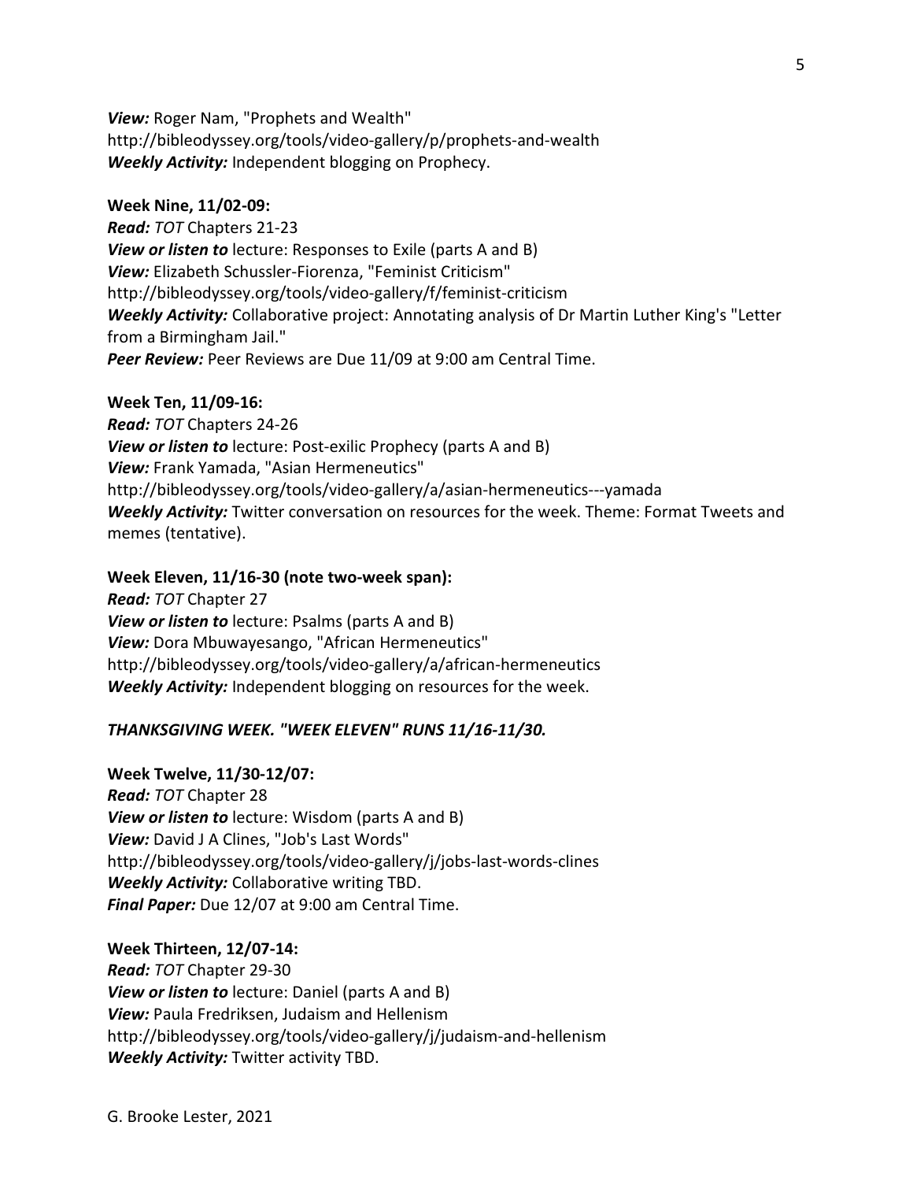***View:*** Roger Nam, "Prophets and Wealth"
http://bibleodyssey.org/tools/video-gallery/p/prophets-and-wealth
***Weekly Activity:*** Independent blogging on Prophecy.

**Week Nine, 11/02-09:**
***Read:*** *TOT* Chapters 21-23
***View or listen to*** lecture: Responses to Exile (parts A and B)
***View:*** Elizabeth Schussler-Fiorenza, "Feminist Criticism"
http://bibleodyssey.org/tools/video-gallery/f/feminist-criticism
***Weekly Activity:*** Collaborative project: Annotating analysis of Dr Martin Luther King's "Letter from a Birmingham Jail."
***Peer Review:*** Peer Reviews are Due 11/09 at 9:00 am Central Time.

**Week Ten, 11/09-16:**
***Read:*** *TOT* Chapters 24-26
***View or listen to*** lecture: Post-exilic Prophecy (parts A and B)
***View:*** Frank Yamada, "Asian Hermeneutics"
http://bibleodyssey.org/tools/video-gallery/a/asian-hermeneutics---yamada
***Weekly Activity:*** Twitter conversation on resources for the week. Theme: Format Tweets and memes (tentative).

**Week Eleven, 11/16-30 (note two-week span):**
***Read:*** *TOT* Chapter 27
***View or listen to*** lecture: Psalms (parts A and B)
***View:*** Dora Mbuwayesango, "African Hermeneutics"
http://bibleodyssey.org/tools/video-gallery/a/african-hermeneutics
***Weekly Activity:*** Independent blogging on resources for the week.

***THANKSGIVING WEEK. "WEEK ELEVEN" RUNS 11/16-11/30.***

**Week Twelve, 11/30-12/07:**
***Read:*** *TOT* Chapter 28
***View or listen to*** lecture: Wisdom (parts A and B)
***View:*** David J A Clines, "Job's Last Words"
http://bibleodyssey.org/tools/video-gallery/j/jobs-last-words-clines
***Weekly Activity:*** Collaborative writing TBD.
***Final Paper:*** Due 12/07 at 9:00 am Central Time.

**Week Thirteen, 12/07-14:**
***Read:*** *TOT* Chapter 29-30
***View or listen to*** lecture: Daniel (parts A and B)
***View:*** Paula Fredriksen, Judaism and Hellenism
http://bibleodyssey.org/tools/video-gallery/j/judaism-and-hellenism
***Weekly Activity:*** Twitter activity TBD.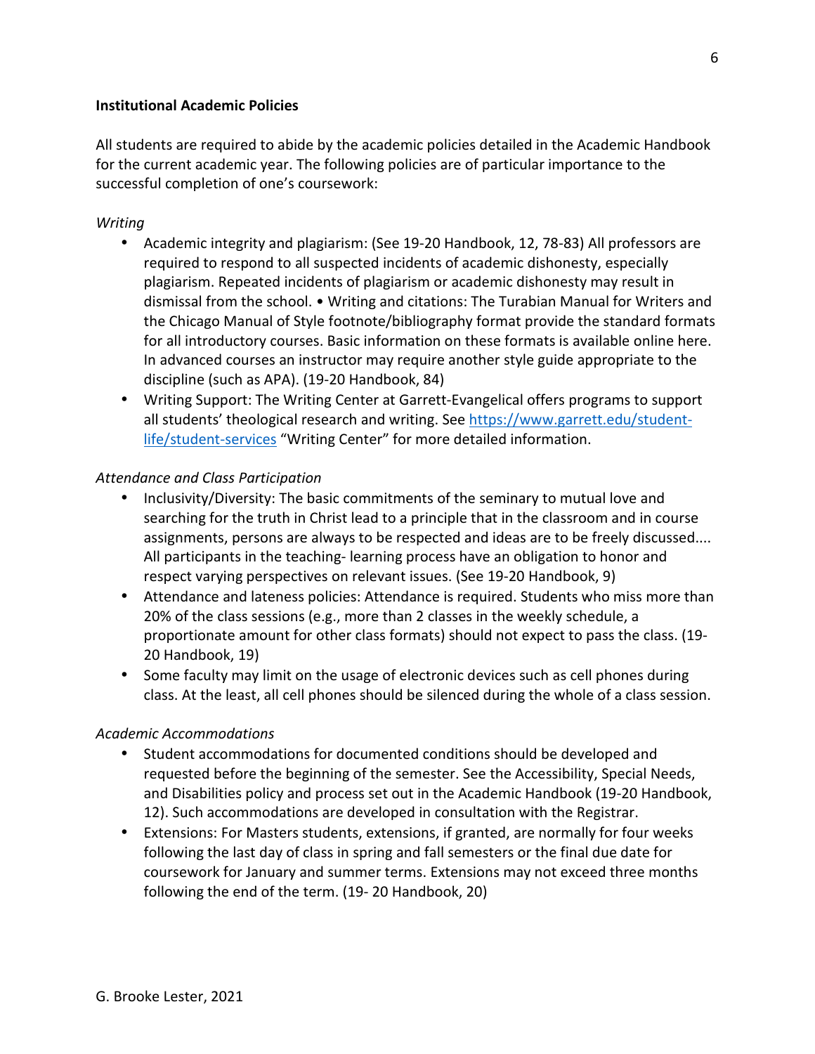**Institutional Academic Policies**

All students are required to abide by the academic policies detailed in the Academic Handbook for the current academic year. The following policies are of particular importance to the successful completion of one's coursework:

*Writing*

- Academic integrity and plagiarism: (See 19-20 Handbook, 12, 78-83) All professors are required to respond to all suspected incidents of academic dishonesty, especially plagiarism. Repeated incidents of plagiarism or academic dishonesty may result in dismissal from the school. • Writing and citations: The Turabian Manual for Writers and the Chicago Manual of Style footnote/bibliography format provide the standard formats for all introductory courses. Basic information on these formats is available online here. In advanced courses an instructor may require another style guide appropriate to the discipline (such as APA). (19-20 Handbook, 84)
- Writing Support: The Writing Center at Garrett-Evangelical offers programs to support all students' theological research and writing. See [https://www.garrett.edu/student-life/student-services](https://www.garrett.edu/student-life/student-services) "Writing Center" for more detailed information.

*Attendance and Class Participation*

- Inclusivity/Diversity: The basic commitments of the seminary to mutual love and searching for the truth in Christ lead to a principle that in the classroom and in course assignments, persons are always to be respected and ideas are to be freely discussed.... All participants in the teaching- learning process have an obligation to honor and respect varying perspectives on relevant issues. (See 19-20 Handbook, 9)
- Attendance and lateness policies: Attendance is required. Students who miss more than 20% of the class sessions (e.g., more than 2 classes in the weekly schedule, a proportionate amount for other class formats) should not expect to pass the class. (19-20 Handbook, 19)
- Some faculty may limit on the usage of electronic devices such as cell phones during class. At the least, all cell phones should be silenced during the whole of a class session.

*Academic Accommodations*

- Student accommodations for documented conditions should be developed and requested before the beginning of the semester. See the Accessibility, Special Needs, and Disabilities policy and process set out in the Academic Handbook (19-20 Handbook, 12). Such accommodations are developed in consultation with the Registrar.
- Extensions: For Masters students, extensions, if granted, are normally for four weeks following the last day of class in spring and fall semesters or the final due date for coursework for January and summer terms. Extensions may not exceed three months following the end of the term. (19- 20 Handbook, 20)